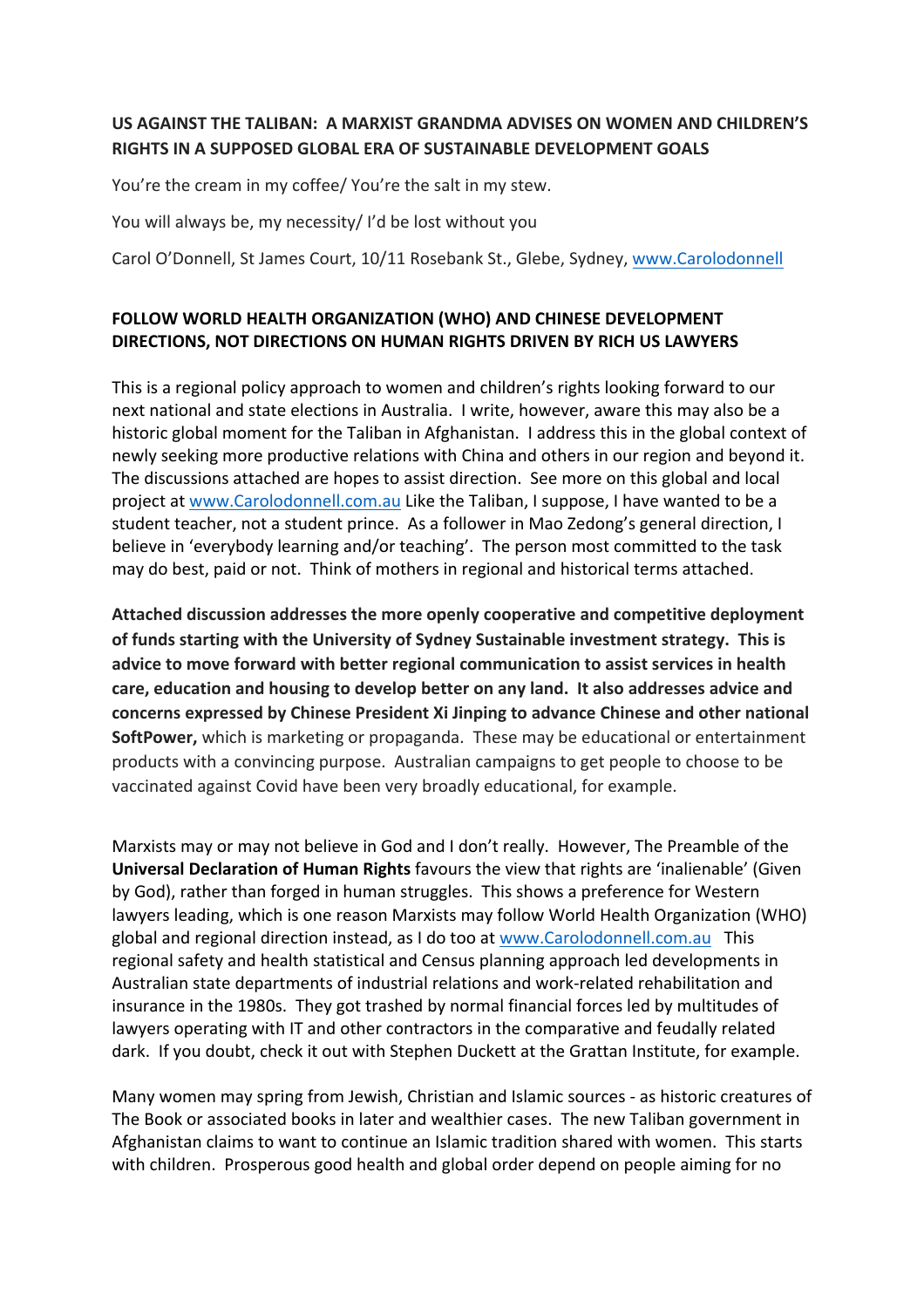**US AGAINST THE TALIBAN: A MARXIST GRANDMA ADVISES ON WOMEN AND CHILDREN'S RIGHTS IN A SUPPOSED GLOBAL ERA OF SUSTAINABLE DEVELOPMENT GOALS**

You're the cream in my coffee/ You're the salt in my stew.

You will always be, my necessity/ I'd be lost without you

Carol O'Donnell, St James Court, 10/11 Rosebank St., Glebe, Sydney, www.Carolodonnell

**FOLLOW WORLD HEALTH ORGANIZATION (WHO) AND CHINESE DEVELOPMENT DIRECTIONS, NOT DIRECTIONS ON HUMAN RIGHTS DRIVEN BY RICH US LAWYERS**

This is a regional policy approach to women and children's rights looking forward to our next national and state elections in Australia. I write, however, aware this may also be a historic global moment for the Taliban in Afghanistan. I address this in the global context of newly seeking more productive relations with China and others in our region and beyond it. The discussions attached are hopes to assist direction. See more on this global and local project at www.Carolodonnell.com.au Like the Taliban, I suppose, I have wanted to be a student teacher, not a student prince. As a follower in Mao Zedong's general direction, I believe in 'everybody learning and/or teaching'. The person most committed to the task may do best, paid or not. Think of mothers in regional and historical terms attached.

**Attached discussion addresses the more openly cooperative and competitive deployment of funds starting with the University of Sydney Sustainable investment strategy. This is advice to move forward with better regional communication to assist services in health care, education and housing to develop better on any land. It also addresses advice and concerns expressed by Chinese President Xi Jinping to advance Chinese and other national SoftPower,** which is marketing or propaganda. These may be educational or entertainment products with a convincing purpose. Australian campaigns to get people to choose to be vaccinated against Covid have been very broadly educational, for example.

Marxists may or may not believe in God and I don't really. However, The Preamble of the **Universal Declaration of Human Rights** favours the view that rights are 'inalienable' (Given by God), rather than forged in human struggles. This shows a preference for Western lawyers leading, which is one reason Marxists may follow World Health Organization (WHO) global and regional direction instead, as I do too at www.Carolodonnell.com.au This regional safety and health statistical and Census planning approach led developments in Australian state departments of industrial relations and work-related rehabilitation and insurance in the 1980s. They got trashed by normal financial forces led by multitudes of lawyers operating with IT and other contractors in the comparative and feudally related dark. If you doubt, check it out with Stephen Duckett at the Grattan Institute, for example.

Many women may spring from Jewish, Christian and Islamic sources - as historic creatures of The Book or associated books in later and wealthier cases. The new Taliban government in Afghanistan claims to want to continue an Islamic tradition shared with women. This starts with children. Prosperous good health and global order depend on people aiming for no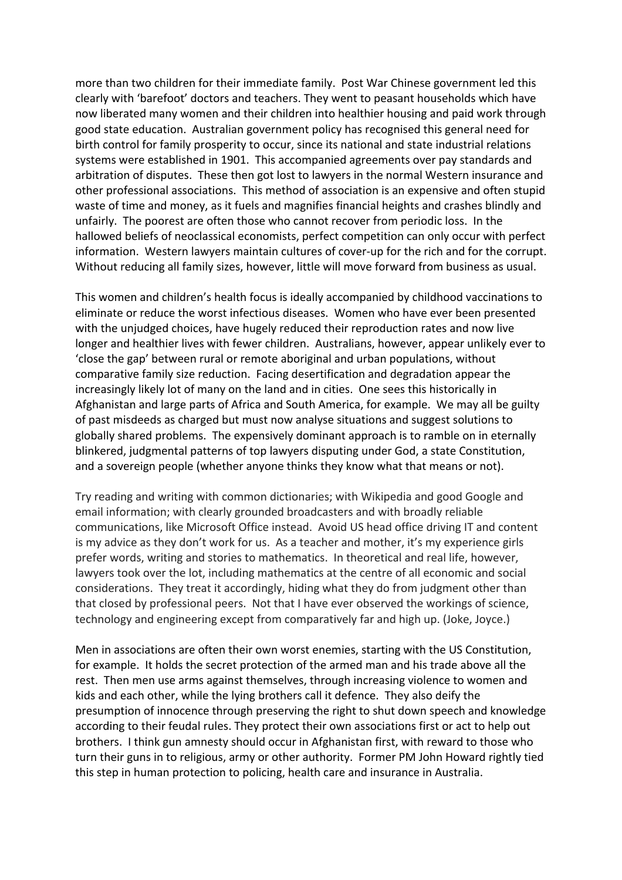more than two children for their immediate family. Post War Chinese government led this clearly with 'barefoot' doctors and teachers. They went to peasant households which have now liberated many women and their children into healthier housing and paid work through good state education. Australian government policy has recognised this general need for birth control for family prosperity to occur, since its national and state industrial relations systems were established in 1901. This accompanied agreements over pay standards and arbitration of disputes. These then got lost to lawyers in the normal Western insurance and other professional associations. This method of association is an expensive and often stupid waste of time and money, as it fuels and magnifies financial heights and crashes blindly and unfairly. The poorest are often those who cannot recover from periodic loss. In the hallowed beliefs of neoclassical economists, perfect competition can only occur with perfect information. Western lawyers maintain cultures of cover-up for the rich and for the corrupt. Without reducing all family sizes, however, little will move forward from business as usual.

This women and children's health focus is ideally accompanied by childhood vaccinations to eliminate or reduce the worst infectious diseases. Women who have ever been presented with the unjudged choices, have hugely reduced their reproduction rates and now live longer and healthier lives with fewer children. Australians, however, appear unlikely ever to 'close the gap' between rural or remote aboriginal and urban populations, without comparative family size reduction. Facing desertification and degradation appear the increasingly likely lot of many on the land and in cities. One sees this historically in Afghanistan and large parts of Africa and South America, for example. We may all be guilty of past misdeeds as charged but must now analyse situations and suggest solutions to globally shared problems. The expensively dominant approach is to ramble on in eternally blinkered, judgmental patterns of top lawyers disputing under God, a state Constitution, and a sovereign people (whether anyone thinks they know what that means or not).

Try reading and writing with common dictionaries; with Wikipedia and good Google and email information; with clearly grounded broadcasters and with broadly reliable communications, like Microsoft Office instead. Avoid US head office driving IT and content is my advice as they don't work for us. As a teacher and mother, it's my experience girls prefer words, writing and stories to mathematics. In theoretical and real life, however, lawyers took over the lot, including mathematics at the centre of all economic and social considerations. They treat it accordingly, hiding what they do from judgment other than that closed by professional peers. Not that I have ever observed the workings of science, technology and engineering except from comparatively far and high up. (Joke, Joyce.)

Men in associations are often their own worst enemies, starting with the US Constitution, for example. It holds the secret protection of the armed man and his trade above all the rest. Then men use arms against themselves, through increasing violence to women and kids and each other, while the lying brothers call it defence. They also deify the presumption of innocence through preserving the right to shut down speech and knowledge according to their feudal rules. They protect their own associations first or act to help out brothers. I think gun amnesty should occur in Afghanistan first, with reward to those who turn their guns in to religious, army or other authority. Former PM John Howard rightly tied this step in human protection to policing, health care and insurance in Australia.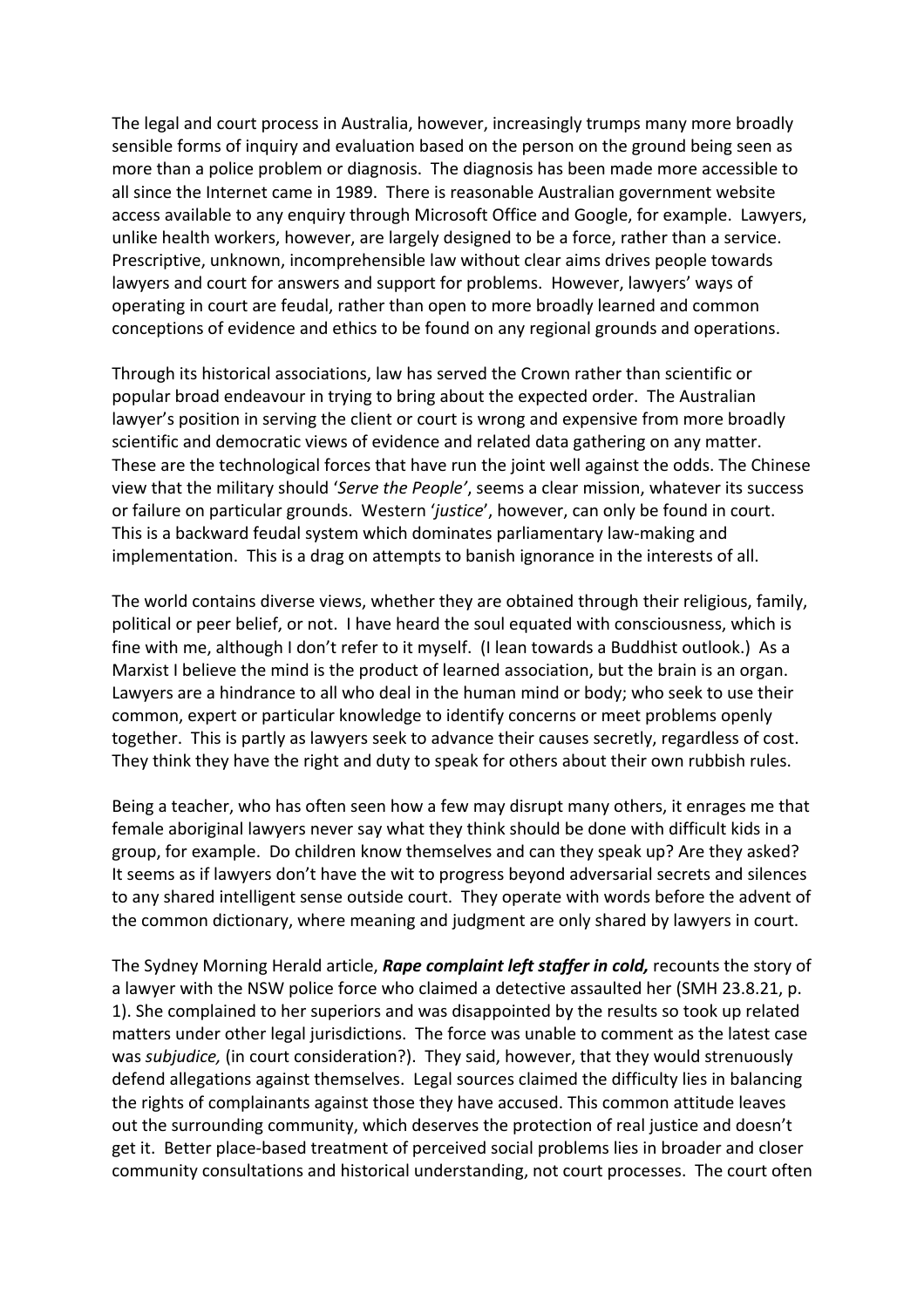The legal and court process in Australia, however, increasingly trumps many more broadly sensible forms of inquiry and evaluation based on the person on the ground being seen as more than a police problem or diagnosis. The diagnosis has been made more accessible to all since the Internet came in 1989. There is reasonable Australian government website access available to any enquiry through Microsoft Office and Google, for example. Lawyers, unlike health workers, however, are largely designed to be a force, rather than a service. Prescriptive, unknown, incomprehensible law without clear aims drives people towards lawyers and court for answers and support for problems. However, lawyers' ways of operating in court are feudal, rather than open to more broadly learned and common conceptions of evidence and ethics to be found on any regional grounds and operations.

Through its historical associations, law has served the Crown rather than scientific or popular broad endeavour in trying to bring about the expected order. The Australian lawyer's position in serving the client or court is wrong and expensive from more broadly scientific and democratic views of evidence and related data gathering on any matter. These are the technological forces that have run the joint well against the odds. The Chinese view that the military should '*Serve the People'*, seems a clear mission, whatever its success or failure on particular grounds. Western '*justice*', however, can only be found in court. This is a backward feudal system which dominates parliamentary law-making and implementation. This is a drag on attempts to banish ignorance in the interests of all.

The world contains diverse views, whether they are obtained through their religious, family, political or peer belief, or not. I have heard the soul equated with consciousness, which is fine with me, although I don't refer to it myself. (I lean towards a Buddhist outlook.) As a Marxist I believe the mind is the product of learned association, but the brain is an organ. Lawyers are a hindrance to all who deal in the human mind or body; who seek to use their common, expert or particular knowledge to identify concerns or meet problems openly together. This is partly as lawyers seek to advance their causes secretly, regardless of cost. They think they have the right and duty to speak for others about their own rubbish rules.

Being a teacher, who has often seen how a few may disrupt many others, it enrages me that female aboriginal lawyers never say what they think should be done with difficult kids in a group, for example. Do children know themselves and can they speak up? Are they asked? It seems as if lawyers don't have the wit to progress beyond adversarial secrets and silences to any shared intelligent sense outside court. They operate with words before the advent of the common dictionary, where meaning and judgment are only shared by lawyers in court.

The Sydney Morning Herald article, ***Rape complaint left staffer in cold,*** recounts the story of a lawyer with the NSW police force who claimed a detective assaulted her (SMH 23.8.21, p. 1). She complained to her superiors and was disappointed by the results so took up related matters under other legal jurisdictions. The force was unable to comment as the latest case was *subjudice,* (in court consideration?). They said, however, that they would strenuously defend allegations against themselves. Legal sources claimed the difficulty lies in balancing the rights of complainants against those they have accused. This common attitude leaves out the surrounding community, which deserves the protection of real justice and doesn't get it. Better place-based treatment of perceived social problems lies in broader and closer community consultations and historical understanding, not court processes. The court often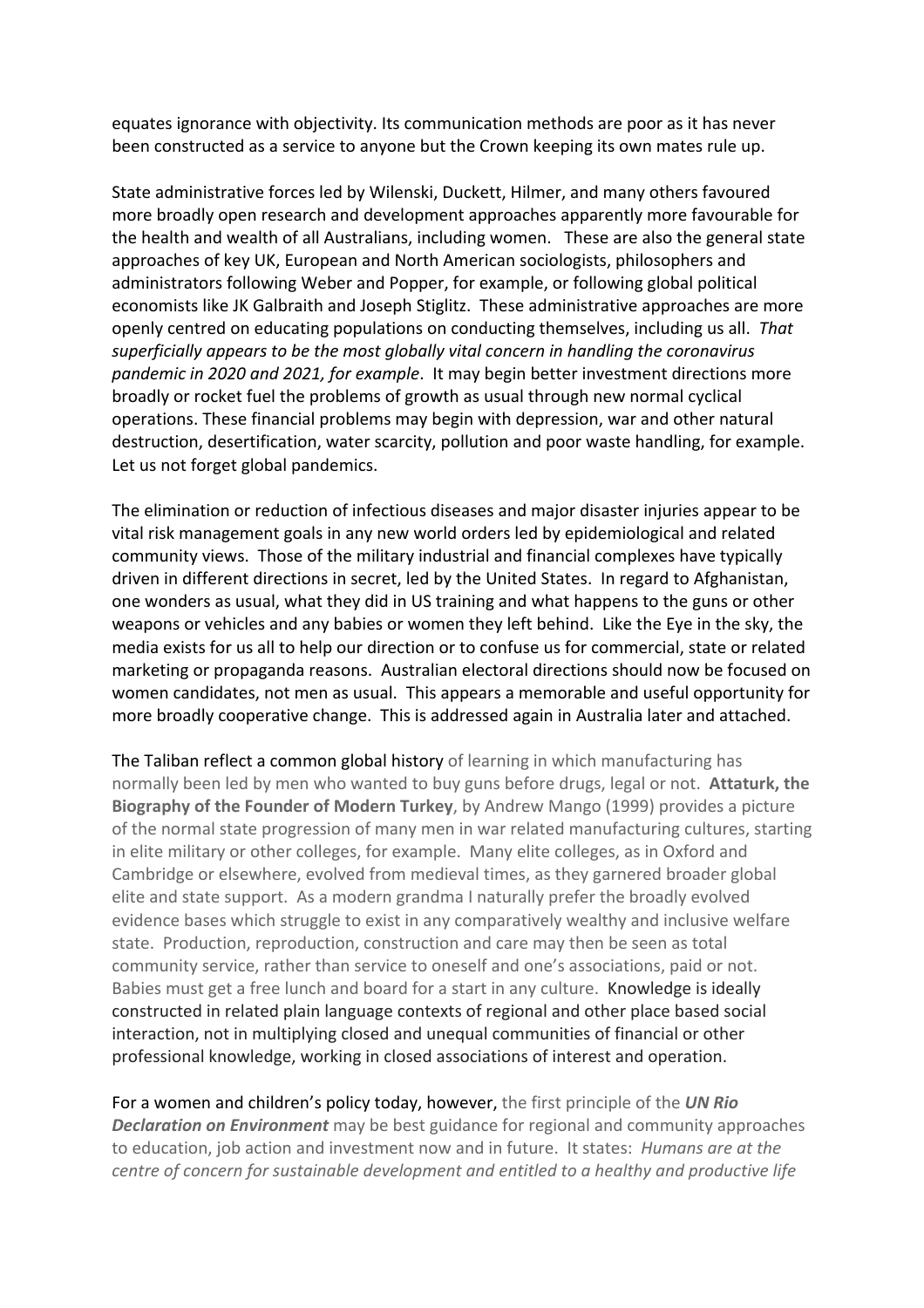equates ignorance with objectivity. Its communication methods are poor as it has never been constructed as a service to anyone but the Crown keeping its own mates rule up.

State administrative forces led by Wilenski, Duckett, Hilmer, and many others favoured more broadly open research and development approaches apparently more favourable for the health and wealth of all Australians, including women. These are also the general state approaches of key UK, European and North American sociologists, philosophers and administrators following Weber and Popper, for example, or following global political economists like JK Galbraith and Joseph Stiglitz. These administrative approaches are more openly centred on educating populations on conducting themselves, including us all. *That superficially appears to be the most globally vital concern in handling the coronavirus pandemic in 2020 and 2021, for example*. It may begin better investment directions more broadly or rocket fuel the problems of growth as usual through new normal cyclical operations. These financial problems may begin with depression, war and other natural destruction, desertification, water scarcity, pollution and poor waste handling, for example. Let us not forget global pandemics.

The elimination or reduction of infectious diseases and major disaster injuries appear to be vital risk management goals in any new world orders led by epidemiological and related community views. Those of the military industrial and financial complexes have typically driven in different directions in secret, led by the United States. In regard to Afghanistan, one wonders as usual, what they did in US training and what happens to the guns or other weapons or vehicles and any babies or women they left behind. Like the Eye in the sky, the media exists for us all to help our direction or to confuse us for commercial, state or related marketing or propaganda reasons. Australian electoral directions should now be focused on women candidates, not men as usual. This appears a memorable and useful opportunity for more broadly cooperative change. This is addressed again in Australia later and attached.

The Taliban reflect a common global history of learning in which manufacturing has normally been led by men who wanted to buy guns before drugs, legal or not. **Attaturk, the Biography of the Founder of Modern Turkey**, by Andrew Mango (1999) provides a picture of the normal state progression of many men in war related manufacturing cultures, starting in elite military or other colleges, for example. Many elite colleges, as in Oxford and Cambridge or elsewhere, evolved from medieval times, as they garnered broader global elite and state support. As a modern grandma I naturally prefer the broadly evolved evidence bases which struggle to exist in any comparatively wealthy and inclusive welfare state. Production, reproduction, construction and care may then be seen as total community service, rather than service to oneself and one's associations, paid or not. Babies must get a free lunch and board for a start in any culture. Knowledge is ideally constructed in related plain language contexts of regional and other place based social interaction, not in multiplying closed and unequal communities of financial or other professional knowledge, working in closed associations of interest and operation.

For a women and children's policy today, however, the first principle of the ***UN Rio Declaration on Environment*** may be best guidance for regional and community approaches to education, job action and investment now and in future. It states: *Humans are at the centre of concern for sustainable development and entitled to a healthy and productive life*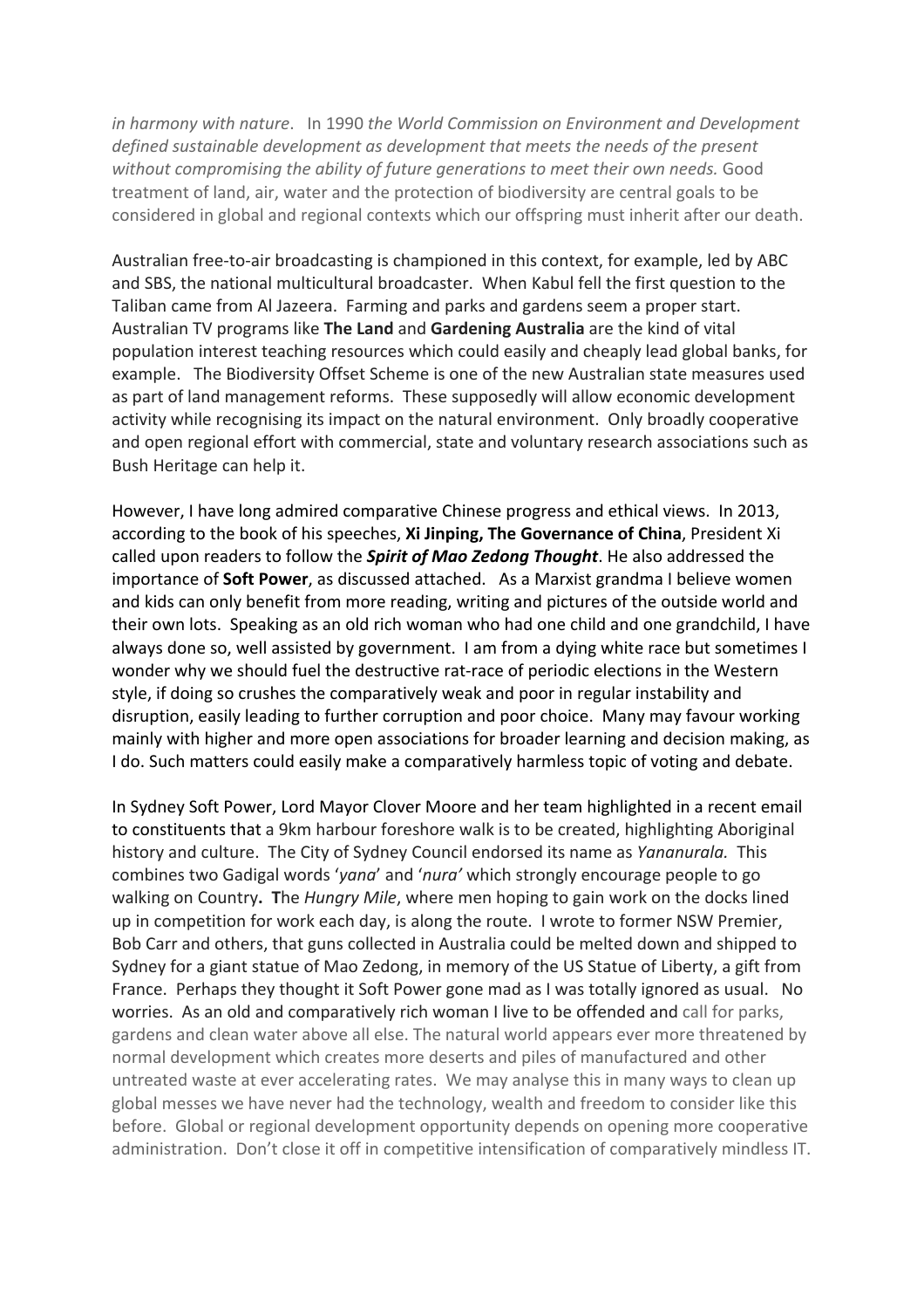*in harmony with nature*. In 1990 *the World Commission on Environment and Development defined sustainable development as development that meets the needs of the present without compromising the ability of future generations to meet their own needs.* Good treatment of land, air, water and the protection of biodiversity are central goals to be considered in global and regional contexts which our offspring must inherit after our death.

Australian free-to-air broadcasting is championed in this context, for example, led by ABC and SBS, the national multicultural broadcaster. When Kabul fell the first question to the Taliban came from Al Jazeera. Farming and parks and gardens seem a proper start. Australian TV programs like **The Land** and **Gardening Australia** are the kind of vital population interest teaching resources which could easily and cheaply lead global banks, for example. The Biodiversity Offset Scheme is one of the new Australian state measures used as part of land management reforms. These supposedly will allow economic development activity while recognising its impact on the natural environment. Only broadly cooperative and open regional effort with commercial, state and voluntary research associations such as Bush Heritage can help it.

However, I have long admired comparative Chinese progress and ethical views. In 2013, according to the book of his speeches, **Xi Jinping, The Governance of China**, President Xi called upon readers to follow the ***Spirit of Mao Zedong Thought***. He also addressed the importance of **Soft Power**, as discussed attached. As a Marxist grandma I believe women and kids can only benefit from more reading, writing and pictures of the outside world and their own lots. Speaking as an old rich woman who had one child and one grandchild, I have always done so, well assisted by government. I am from a dying white race but sometimes I wonder why we should fuel the destructive rat-race of periodic elections in the Western style, if doing so crushes the comparatively weak and poor in regular instability and disruption, easily leading to further corruption and poor choice. Many may favour working mainly with higher and more open associations for broader learning and decision making, as I do. Such matters could easily make a comparatively harmless topic of voting and debate.

In Sydney Soft Power, Lord Mayor Clover Moore and her team highlighted in a recent email to constituents that a 9km harbour foreshore walk is to be created, highlighting Aboriginal history and culture. The City of Sydney Council endorsed its name as *Yananurala.* This combines two Gadigal words '*yana*' and '*nura'* which strongly encourage people to go walking on Country**. T**he *Hungry Mile*, where men hoping to gain work on the docks lined up in competition for work each day, is along the route. I wrote to former NSW Premier, Bob Carr and others, that guns collected in Australia could be melted down and shipped to Sydney for a giant statue of Mao Zedong, in memory of the US Statue of Liberty, a gift from France. Perhaps they thought it Soft Power gone mad as I was totally ignored as usual. No worries. As an old and comparatively rich woman I live to be offended and call for parks, gardens and clean water above all else. The natural world appears ever more threatened by normal development which creates more deserts and piles of manufactured and other untreated waste at ever accelerating rates. We may analyse this in many ways to clean up global messes we have never had the technology, wealth and freedom to consider like this before. Global or regional development opportunity depends on opening more cooperative administration. Don't close it off in competitive intensification of comparatively mindless IT.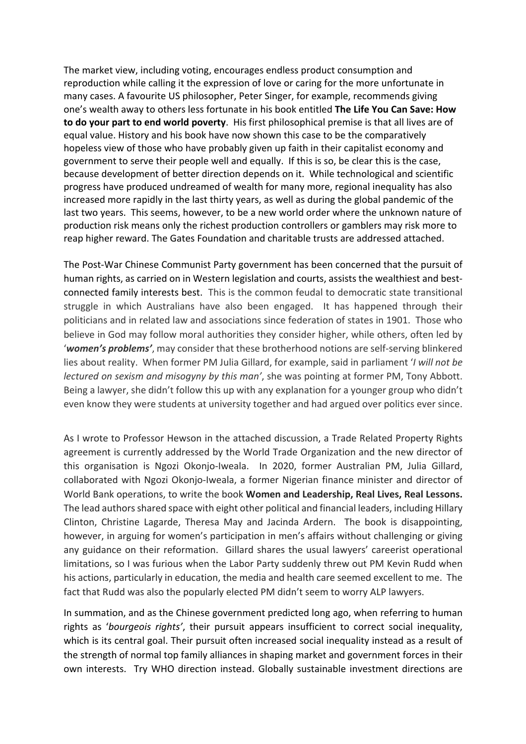The market view, including voting, encourages endless product consumption and reproduction while calling it the expression of love or caring for the more unfortunate in many cases. A favourite US philosopher, Peter Singer, for example, recommends giving one's wealth away to others less fortunate in his book entitled **The Life You Can Save: How to do your part to end world poverty**. His first philosophical premise is that all lives are of equal value. History and his book have now shown this case to be the comparatively hopeless view of those who have probably given up faith in their capitalist economy and government to serve their people well and equally. If this is so, be clear this is the case, because development of better direction depends on it. While technological and scientific progress have produced undreamed of wealth for many more, regional inequality has also increased more rapidly in the last thirty years, as well as during the global pandemic of the last two years. This seems, however, to be a new world order where the unknown nature of production risk means only the richest production controllers or gamblers may risk more to reap higher reward. The Gates Foundation and charitable trusts are addressed attached.

The Post-War Chinese Communist Party government has been concerned that the pursuit of human rights, as carried on in Western legislation and courts, assists the wealthiest and best-connected family interests best. This is the common feudal to democratic state transitional struggle in which Australians have also been engaged. It has happened through their politicians and in related law and associations since federation of states in 1901. Those who believe in God may follow moral authorities they consider higher, while others, often led by '***women's problems***', may consider that these brotherhood notions are self-serving blinkered lies about reality. When former PM Julia Gillard, for example, said in parliament '*I will not be lectured on sexism and misogyny by this man*', she was pointing at former PM, Tony Abbott. Being a lawyer, she didn't follow this up with any explanation for a younger group who didn't even know they were students at university together and had argued over politics ever since.

As I wrote to Professor Hewson in the attached discussion, a Trade Related Property Rights agreement is currently addressed by the World Trade Organization and the new director of this organisation is Ngozi Okonjo-Iweala. In 2020, former Australian PM, Julia Gillard, collaborated with Ngozi Okonjo-Iweala, a former Nigerian finance minister and director of World Bank operations, to write the book **Women and Leadership, Real Lives, Real Lessons.** The lead authors shared space with eight other political and financial leaders, including Hillary Clinton, Christine Lagarde, Theresa May and Jacinda Ardern. The book is disappointing, however, in arguing for women's participation in men's affairs without challenging or giving any guidance on their reformation. Gillard shares the usual lawyers' careerist operational limitations, so I was furious when the Labor Party suddenly threw out PM Kevin Rudd when his actions, particularly in education, the media and health care seemed excellent to me. The fact that Rudd was also the popularly elected PM didn't seem to worry ALP lawyers.

In summation, and as the Chinese government predicted long ago, when referring to human rights as '*bourgeois rights*', their pursuit appears insufficient to correct social inequality, which is its central goal. Their pursuit often increased social inequality instead as a result of the strength of normal top family alliances in shaping market and government forces in their own interests. Try WHO direction instead. Globally sustainable investment directions are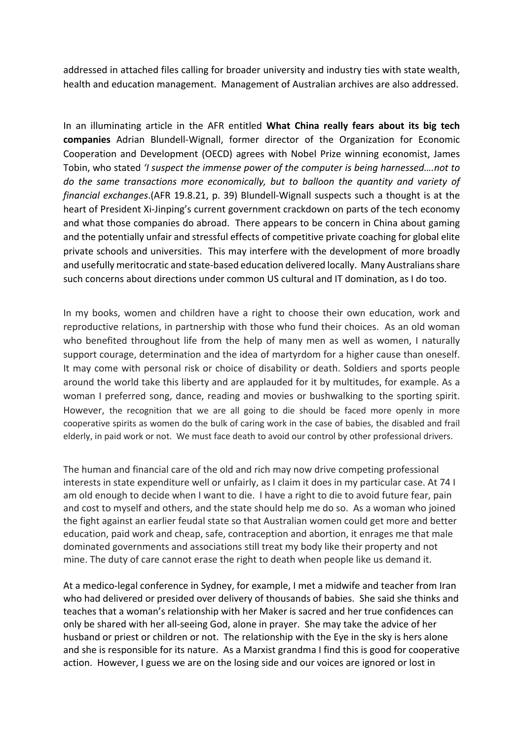addressed in attached files calling for broader university and industry ties with state wealth, health and education management. Management of Australian archives are also addressed.

In an illuminating article in the AFR entitled **What China really fears about its big tech companies** Adrian Blundell-Wignall, former director of the Organization for Economic Cooperation and Development (OECD) agrees with Nobel Prize winning economist, James Tobin, who stated *'I suspect the immense power of the computer is being harnessed….not to do the same transactions more economically, but to balloon the quantity and variety of financial exchanges*.(AFR 19.8.21, p. 39) Blundell-Wignall suspects such a thought is at the heart of President Xi-Jinping's current government crackdown on parts of the tech economy and what those companies do abroad. There appears to be concern in China about gaming and the potentially unfair and stressful effects of competitive private coaching for global elite private schools and universities. This may interfere with the development of more broadly and usefully meritocratic and state-based education delivered locally. Many Australians share such concerns about directions under common US cultural and IT domination, as I do too.

In my books, women and children have a right to choose their own education, work and reproductive relations, in partnership with those who fund their choices. As an old woman who benefited throughout life from the help of many men as well as women, I naturally support courage, determination and the idea of martyrdom for a higher cause than oneself. It may come with personal risk or choice of disability or death. Soldiers and sports people around the world take this liberty and are applauded for it by multitudes, for example. As a woman I preferred song, dance, reading and movies or bushwalking to the sporting spirit. However, the recognition that we are all going to die should be faced more openly in more cooperative spirits as women do the bulk of caring work in the case of babies, the disabled and frail elderly, in paid work or not. We must face death to avoid our control by other professional drivers.

The human and financial care of the old and rich may now drive competing professional interests in state expenditure well or unfairly, as I claim it does in my particular case. At 74 I am old enough to decide when I want to die. I have a right to die to avoid future fear, pain and cost to myself and others, and the state should help me do so. As a woman who joined the fight against an earlier feudal state so that Australian women could get more and better education, paid work and cheap, safe, contraception and abortion, it enrages me that male dominated governments and associations still treat my body like their property and not mine. The duty of care cannot erase the right to death when people like us demand it.

At a medico-legal conference in Sydney, for example, I met a midwife and teacher from Iran who had delivered or presided over delivery of thousands of babies. She said she thinks and teaches that a woman's relationship with her Maker is sacred and her true confidences can only be shared with her all-seeing God, alone in prayer. She may take the advice of her husband or priest or children or not. The relationship with the Eye in the sky is hers alone and she is responsible for its nature. As a Marxist grandma I find this is good for cooperative action. However, I guess we are on the losing side and our voices are ignored or lost in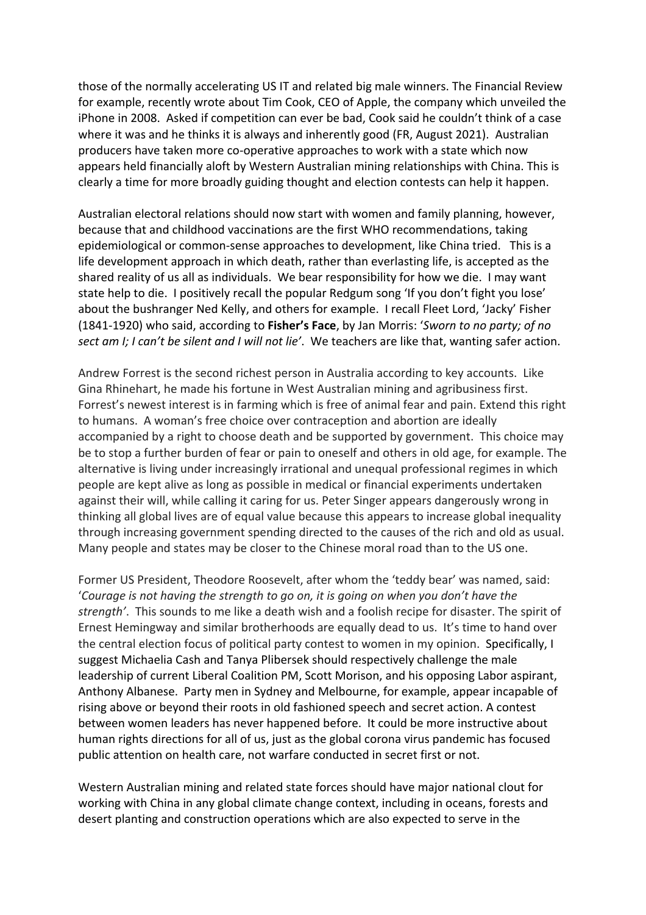those of the normally accelerating US IT and related big male winners. The Financial Review for example, recently wrote about Tim Cook, CEO of Apple, the company which unveiled the iPhone in 2008. Asked if competition can ever be bad, Cook said he couldn't think of a case where it was and he thinks it is always and inherently good (FR, August 2021). Australian producers have taken more co-operative approaches to work with a state which now appears held financially aloft by Western Australian mining relationships with China. This is clearly a time for more broadly guiding thought and election contests can help it happen.

Australian electoral relations should now start with women and family planning, however, because that and childhood vaccinations are the first WHO recommendations, taking epidemiological or common-sense approaches to development, like China tried. This is a life development approach in which death, rather than everlasting life, is accepted as the shared reality of us all as individuals. We bear responsibility for how we die. I may want state help to die. I positively recall the popular Redgum song 'If you don't fight you lose' about the bushranger Ned Kelly, and others for example. I recall Fleet Lord, 'Jacky' Fisher (1841-1920) who said, according to **Fisher's Face**, by Jan Morris: '*Sworn to no party; of no sect am I; I can't be silent and I will not lie'*. We teachers are like that, wanting safer action.

Andrew Forrest is the second richest person in Australia according to key accounts. Like Gina Rhinehart, he made his fortune in West Australian mining and agribusiness first. Forrest's newest interest is in farming which is free of animal fear and pain. Extend this right to humans. A woman's free choice over contraception and abortion are ideally accompanied by a right to choose death and be supported by government. This choice may be to stop a further burden of fear or pain to oneself and others in old age, for example. The alternative is living under increasingly irrational and unequal professional regimes in which people are kept alive as long as possible in medical or financial experiments undertaken against their will, while calling it caring for us. Peter Singer appears dangerously wrong in thinking all global lives are of equal value because this appears to increase global inequality through increasing government spending directed to the causes of the rich and old as usual. Many people and states may be closer to the Chinese moral road than to the US one.

Former US President, Theodore Roosevelt, after whom the 'teddy bear' was named, said: '*Courage is not having the strength to go on, it is going on when you don't have the strength'*. This sounds to me like a death wish and a foolish recipe for disaster. The spirit of Ernest Hemingway and similar brotherhoods are equally dead to us. It's time to hand over the central election focus of political party contest to women in my opinion. Specifically, I suggest Michaelia Cash and Tanya Plibersek should respectively challenge the male leadership of current Liberal Coalition PM, Scott Morison, and his opposing Labor aspirant, Anthony Albanese. Party men in Sydney and Melbourne, for example, appear incapable of rising above or beyond their roots in old fashioned speech and secret action. A contest between women leaders has never happened before. It could be more instructive about human rights directions for all of us, just as the global corona virus pandemic has focused public attention on health care, not warfare conducted in secret first or not.

Western Australian mining and related state forces should have major national clout for working with China in any global climate change context, including in oceans, forests and desert planting and construction operations which are also expected to serve in the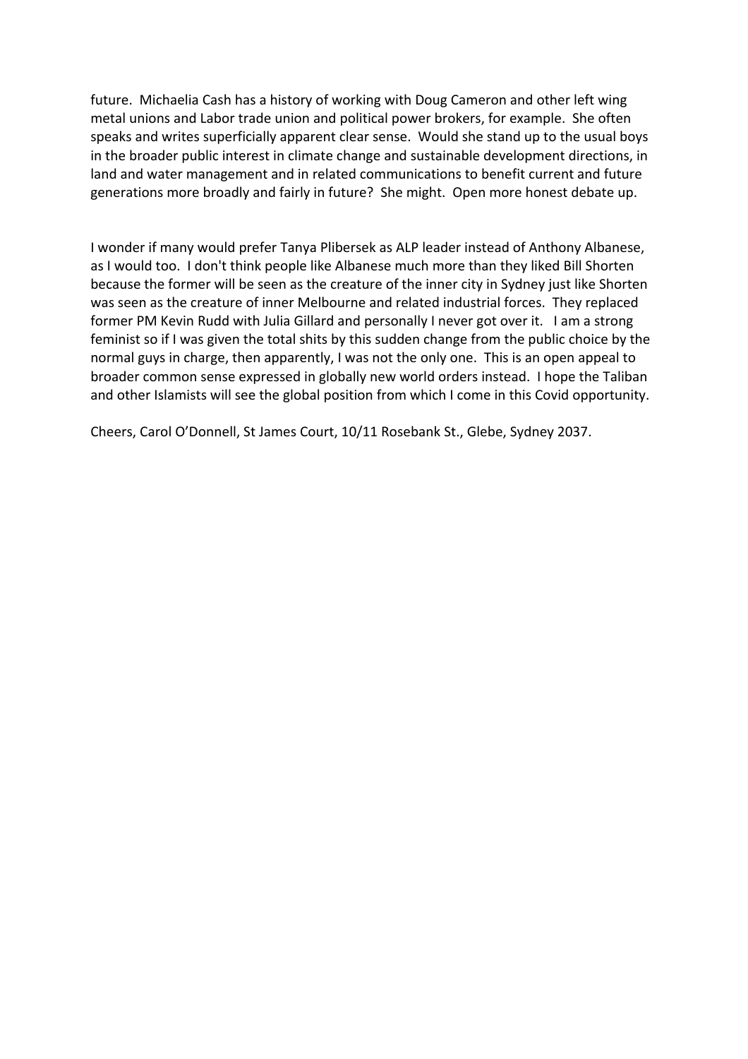future. Michaelia Cash has a history of working with Doug Cameron and other left wing metal unions and Labor trade union and political power brokers, for example. She often speaks and writes superficially apparent clear sense. Would she stand up to the usual boys in the broader public interest in climate change and sustainable development directions, in land and water management and in related communications to benefit current and future generations more broadly and fairly in future? She might. Open more honest debate up.

I wonder if many would prefer Tanya Plibersek as ALP leader instead of Anthony Albanese, as I would too. I don't think people like Albanese much more than they liked Bill Shorten because the former will be seen as the creature of the inner city in Sydney just like Shorten was seen as the creature of inner Melbourne and related industrial forces. They replaced former PM Kevin Rudd with Julia Gillard and personally I never got over it. I am a strong feminist so if I was given the total shits by this sudden change from the public choice by the normal guys in charge, then apparently, I was not the only one. This is an open appeal to broader common sense expressed in globally new world orders instead. I hope the Taliban and other Islamists will see the global position from which I come in this Covid opportunity.

Cheers, Carol O'Donnell, St James Court, 10/11 Rosebank St., Glebe, Sydney 2037.